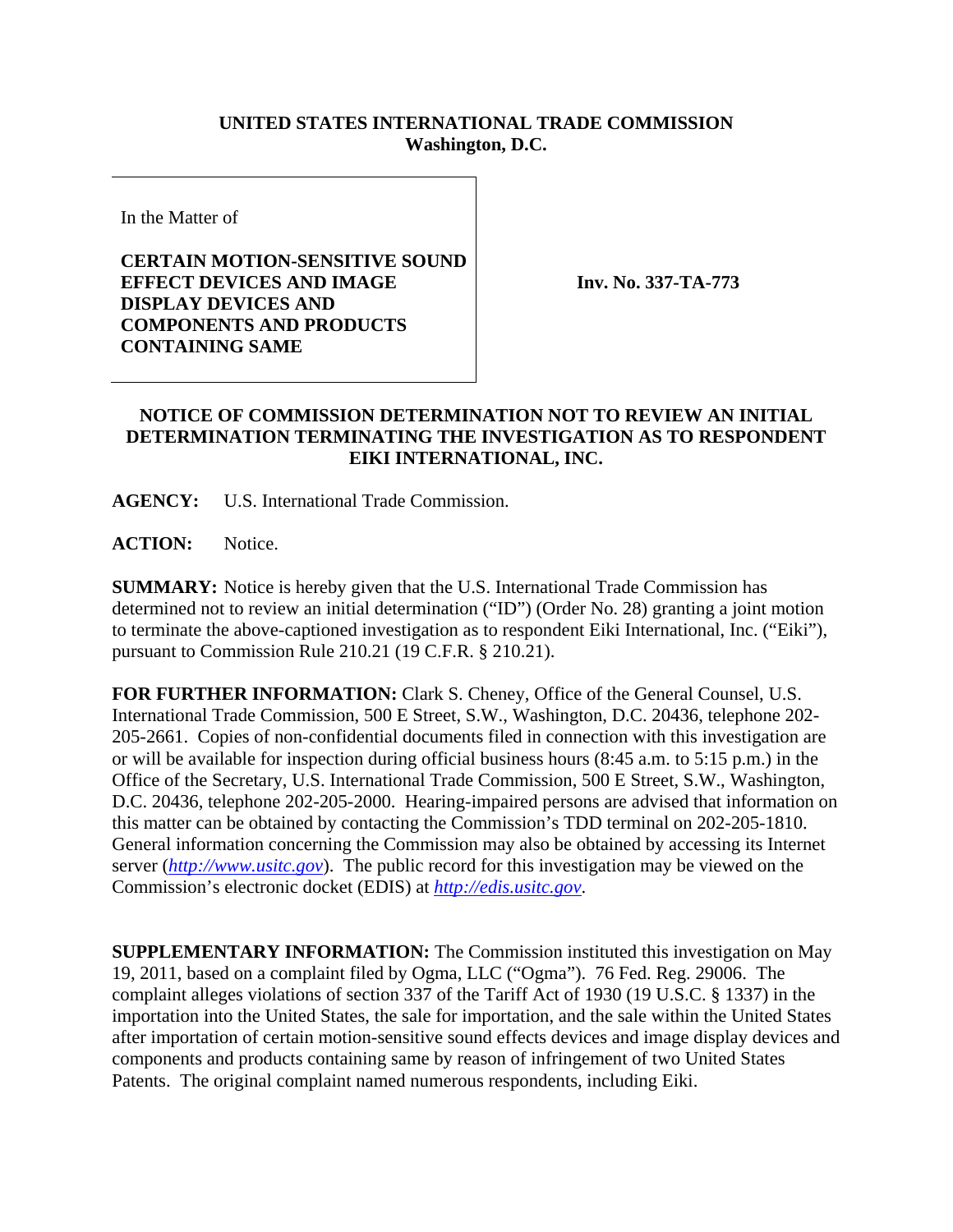**UNITED STATES INTERNATIONAL TRADE COMMISSION**
**Washington, D.C.**

In the Matter of

**CERTAIN MOTION-SENSITIVE SOUND EFFECT DEVICES AND IMAGE DISPLAY DEVICES AND COMPONENTS AND PRODUCTS CONTAINING SAME**

**Inv. No. 337-TA-773**

**NOTICE OF COMMISSION DETERMINATION NOT TO REVIEW AN INITIAL DETERMINATION TERMINATING THE INVESTIGATION AS TO RESPONDENT EIKI INTERNATIONAL, INC.**

**AGENCY:** U.S. International Trade Commission.

**ACTION:** Notice.

**SUMMARY:** Notice is hereby given that the U.S. International Trade Commission has determined not to review an initial determination ("ID") (Order No. 28) granting a joint motion to terminate the above-captioned investigation as to respondent Eiki International, Inc. ("Eiki"), pursuant to Commission Rule 210.21 (19 C.F.R. § 210.21).

**FOR FURTHER INFORMATION:** Clark S. Cheney, Office of the General Counsel, U.S. International Trade Commission, 500 E Street, S.W., Washington, D.C. 20436, telephone 202-205-2661. Copies of non-confidential documents filed in connection with this investigation are or will be available for inspection during official business hours (8:45 a.m. to 5:15 p.m.) in the Office of the Secretary, U.S. International Trade Commission, 500 E Street, S.W., Washington, D.C. 20436, telephone 202-205-2000. Hearing-impaired persons are advised that information on this matter can be obtained by contacting the Commission's TDD terminal on 202-205-1810. General information concerning the Commission may also be obtained by accessing its Internet server (*http://www.usitc.gov*). The public record for this investigation may be viewed on the Commission's electronic docket (EDIS) at *http://edis.usitc.gov*.

**SUPPLEMENTARY INFORMATION:** The Commission instituted this investigation on May 19, 2011, based on a complaint filed by Ogma, LLC ("Ogma"). 76 Fed. Reg. 29006. The complaint alleges violations of section 337 of the Tariff Act of 1930 (19 U.S.C. § 1337) in the importation into the United States, the sale for importation, and the sale within the United States after importation of certain motion-sensitive sound effects devices and image display devices and components and products containing same by reason of infringement of two United States Patents. The original complaint named numerous respondents, including Eiki.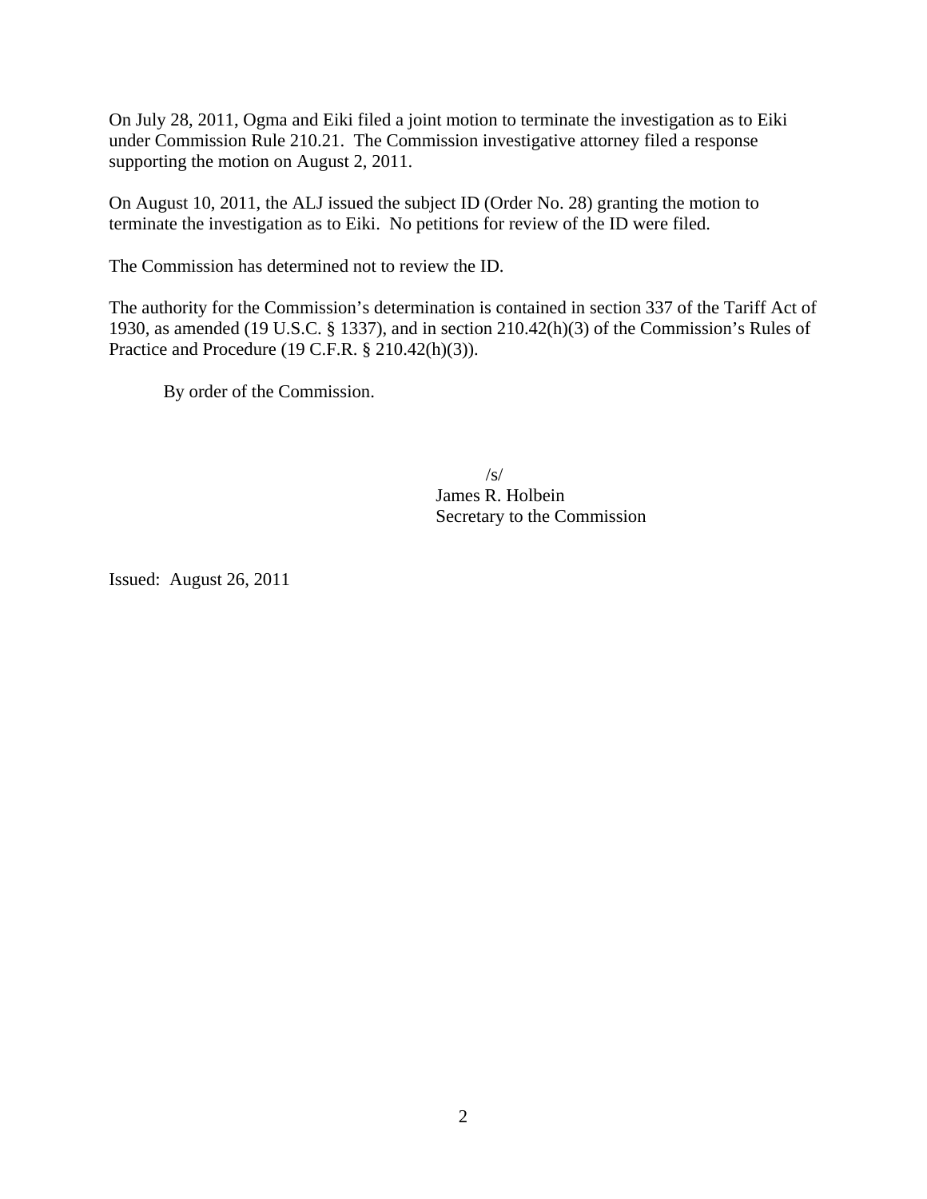On July 28, 2011, Ogma and Eiki filed a joint motion to terminate the investigation as to Eiki under Commission Rule 210.21. The Commission investigative attorney filed a response supporting the motion on August 2, 2011.

On August 10, 2011, the ALJ issued the subject ID (Order No. 28) granting the motion to terminate the investigation as to Eiki. No petitions for review of the ID were filed.

The Commission has determined not to review the ID.

The authority for the Commission's determination is contained in section 337 of the Tariff Act of 1930, as amended (19 U.S.C. § 1337), and in section 210.42(h)(3) of the Commission's Rules of Practice and Procedure (19 C.F.R. § 210.42(h)(3)).

By order of the Commission.

/s/
James R. Holbein
Secretary to the Commission

Issued: August 26, 2011